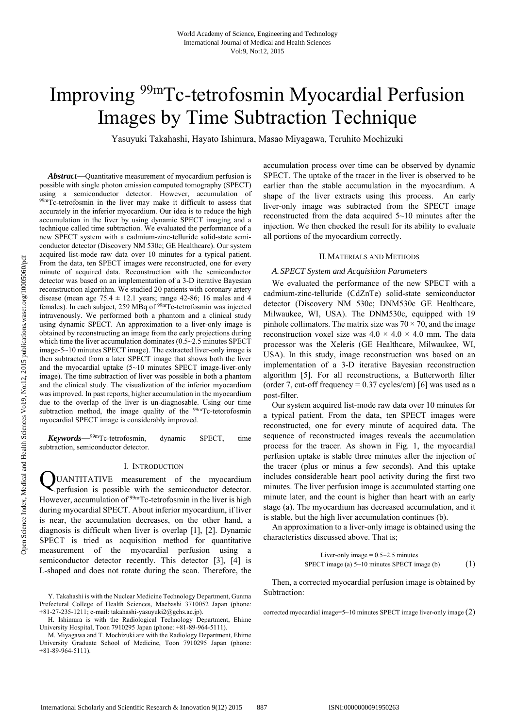# Improving $^{99m}$Tc-tetrofosmin Myocardial Perfusion Images by Time Subtraction Technique

Yasuyuki Takahashi, Hayato Ishimura, Masao Miyagawa, Teruhito Mochizuki

***Abstract*—**Quantitative measurement of myocardium perfusion is possible with single photon emission computed tomography (SPECT) using a semiconductor detector. However, accumulation of $^{99m}$Tc-tetrofosmin in the liver may make it difficult to assess that accurately in the inferior myocardium. Our idea is to reduce the high accumulation in the liver by using dynamic SPECT imaging and a technique called time subtraction. We evaluated the performance of a new SPECT system with a cadmium-zinc-telluride solid-state semi-conductor detector (Discovery NM 530c; GE Healthcare). Our system acquired list-mode raw data over 10 minutes for a typical patient. From the data, ten SPECT images were reconstructed, one for every minute of acquired data. Reconstruction with the semiconductor detector was based on an implementation of a 3-D iterative Bayesian reconstruction algorithm. We studied 20 patients with coronary artery disease (mean age 75.4 ± 12.1 years; range 42-86; 16 males and 4 females). In each subject, 259 MBq of $^{99m}$Tc-tetrofosmin was injected intravenously. We performed both a phantom and a clinical study using dynamic SPECT. An approximation to a liver-only image is obtained by reconstructing an image from the early projections during which time the liver accumulation dominates (0.5~2.5 minutes SPECT image-5~10 minutes SPECT image). The extracted liver-only image is then subtracted from a later SPECT image that shows both the liver and the myocardial uptake (5~10 minutes SPECT image-liver-only image). The time subtraction of liver was possible in both a phantom and the clinical study. The visualization of the inferior myocardium was improved. In past reports, higher accumulation in the myocardium due to the overlap of the liver is un-diagnosable. Using our time subtraction method, the image quality of the $^{99m}$Tc-tetorofosmin myocardial SPECT image is considerably improved.

***Keywords*—**$^{99m}$Tc-tetrofosmin, dynamic SPECT, time subtraction, semiconductor detector.

## I. Introduction

QUANTITATIVE measurement of the myocardium perfusion is possible with the semiconductor detector. However, accumulation of $^{99m}$Tc-tetrofosmin in the liver is high during myocardial SPECT. About inferior myocardium, if liver is near, the accumulation decreases, on the other hand, a diagnosis is difficult when liver is overlap [1], [2]. Dynamic SPECT is tried as acquisition method for quantitative measurement of the myocardial perfusion using a semiconductor detector recently. This detector [3], [4] is L-shaped and does not rotate during the scan. Therefore, the accumulation process over time can be observed by dynamic SPECT. The uptake of the tracer in the liver is observed to be earlier than the stable accumulation in the myocardium. A shape of the liver extracts using this process. An early liver-only image was subtracted from the SPECT image reconstructed from the data acquired 5~10 minutes after the injection. We then checked the result for its ability to evaluate all portions of the myocardium correctly.

Y. Takahashi is with the Nuclear Medicine Technology Department, Gunma Prefectural College of Health Sciences, Maebashi 3710052 Japan (phone: +81-27-235-1211; e-mail: takahashi-yasuyuki2@gchs.ac.jp).

H. Ishimura is with the Radiological Technology Department, Ehime University Hospital, Toon 7910295 Japan (phone: +81-89-964-5111).

M. Miyagawa and T. Mochizuki are with the Radiology Department, Ehime University Graduate School of Medicine, Toon 7910295 Japan (phone: +81-89-964-5111).

## II. Materials and Methods

### A. SPECT System and Acquisition Parameters

We evaluated the performance of the new SPECT with a cadmium-zinc-telluride (CdZnTe) solid-state semiconductor detector (Discovery NM 530c; DNM530c GE Healthcare, Milwaukee, WI, USA). The DNM530c, equipped with 19 pinhole collimators. The matrix size was 70 × 70, and the image reconstruction voxel size was 4.0 × 4.0 × 4.0 mm. The data processor was the Xeleris (GE Healthcare, Milwaukee, WI, USA). In this study, image reconstruction was based on an implementation of a 3-D iterative Bayesian reconstruction algorithm [5]. For all reconstructions, a Butterworth filter (order 7, cut-off frequency = 0.37 cycles/cm) [6] was used as a post-filter.

Our system acquired list-mode raw data over 10 minutes for a typical patient. From the data, ten SPECT images were reconstructed, one for every minute of acquired data. The sequence of reconstructed images reveals the accumulation process for the tracer. As shown in Fig. 1, the myocardial perfusion uptake is stable three minutes after the injection of the tracer (plus or minus a few seconds). And this uptake includes considerable heart pool activity during the first two minutes. The liver perfusion image is accumulated starting one minute later, and the count is higher than heart with an early stage (a). The myocardium has decreased accumulation, and it is stable, but the high liver accumulation continues (b).

An approximation to a liver-only image is obtained using the characteristics discussed above. That is;

$$\text{Liver-only image} = 0.5\text{~}2.5 \text{ minutes SPECT image (a) } 5\text{~}10 \text{ minutes SPECT image (b)} \quad (1)$$

Then, a corrected myocardial perfusion image is obtained by Subtraction:

$$\text{corrected myocardial image} = 5\text{~}10 \text{ minutes SPECT image liver-only image} \quad (2)$$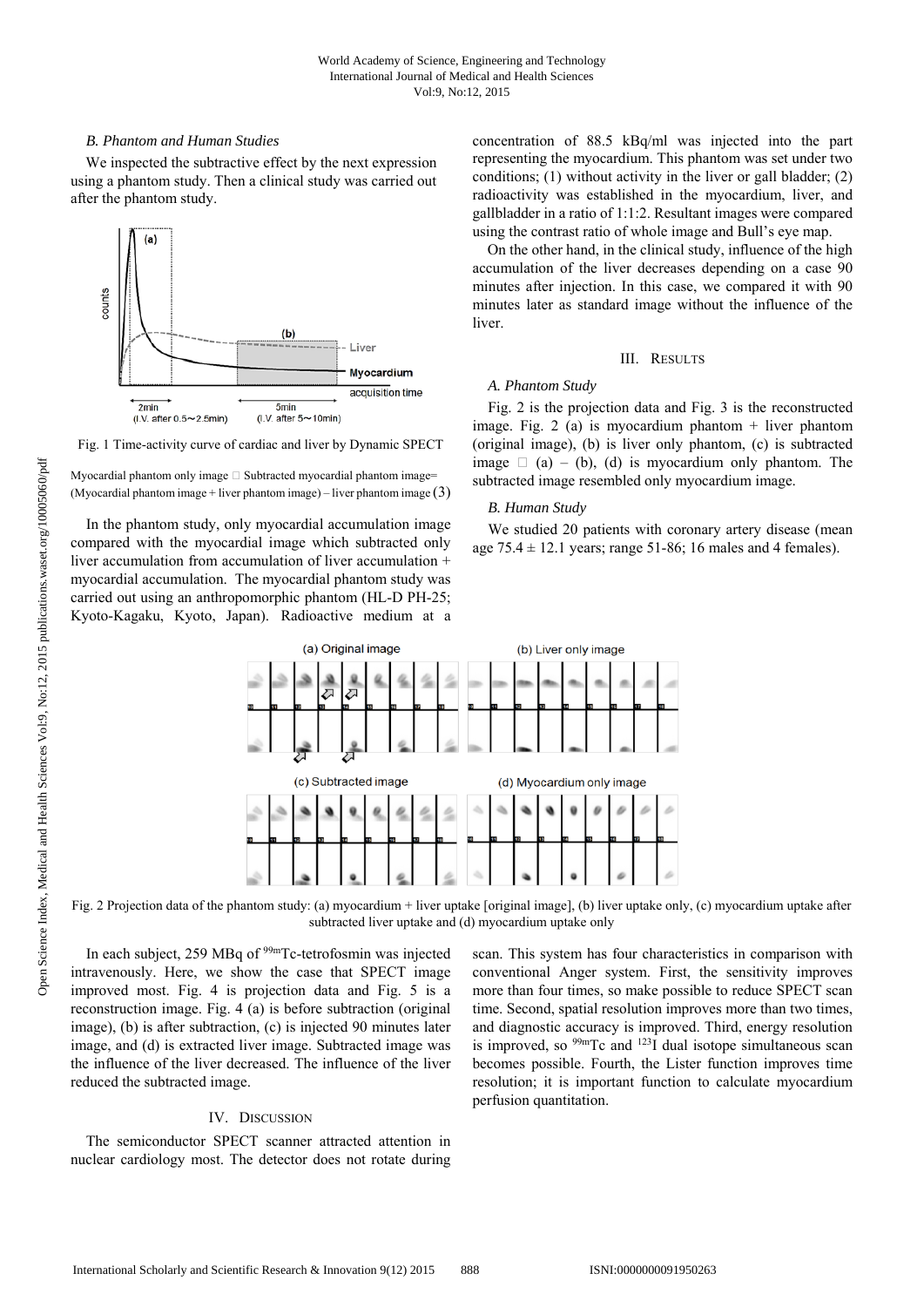### B. Phantom and Human Studies

We inspected the subtractive effect by the next expression using a phantom study. Then a clinical study was carried out after the phantom study.

Fig. 1 Time-activity curve of cardiac and liver by Dynamic SPECT

Myocardial phantom only image ≈ Subtracted myocardial phantom image= (Myocardial phantom image + liver phantom image) – liver phantom image (3)

In the phantom study, only myocardial accumulation image compared with the myocardial image which subtracted only liver accumulation from accumulation of liver accumulation + myocardial accumulation. The myocardial phantom study was carried out using an anthropomorphic phantom (HL-D PH-25; Kyoto-Kagaku, Kyoto, Japan). Radioactive medium at a concentration of 88.5 kBq/ml was injected into the part representing the myocardium. This phantom was set under two conditions; (1) without activity in the liver or gall bladder; (2) radioactivity was established in the myocardium, liver, and gallbladder in a ratio of 1:1:2. Resultant images were compared using the contrast ratio of whole image and Bull's eye map.

On the other hand, in the clinical study, influence of the high accumulation of the liver decreases depending on a case 90 minutes after injection. In this case, we compared it with 90 minutes later as standard image without the influence of the liver.

## III. Results

### A. Phantom Study

Fig. 2 is the projection data and Fig. 3 is the reconstructed image. Fig. 2 (a) is myocardium phantom + liver phantom (original image), (b) is liver only phantom, (c) is subtracted image ≈ (a) – (b), (d) is myocardium only phantom. The subtracted image resembled only myocardium image.

### B. Human Study

We studied 20 patients with coronary artery disease (mean age 75.4 ± 12.1 years; range 51-86; 16 males and 4 females).

Fig. 2 Projection data of the phantom study: (a) myocardium + liver uptake [original image], (b) liver uptake only, (c) myocardium uptake after subtracted liver uptake and (d) myocardium uptake only

In each subject, 259 MBq of $^{99m}$Tc-tetrofosmin was injected intravenously. Here, we show the case that SPECT image improved most. Fig. 4 is projection data and Fig. 5 is a reconstruction image. Fig. 4 (a) is before subtraction (original image), (b) is after subtraction, (c) is injected 90 minutes later image, and (d) is extracted liver image. Subtracted image was the influence of the liver decreased. The influence of the liver reduced the subtracted image.

## IV. Discussion

The semiconductor SPECT scanner attracted attention in nuclear cardiology most. The detector does not rotate during scan. This system has four characteristics in comparison with conventional Anger system. First, the sensitivity improves more than four times, so make possible to reduce SPECT scan time. Second, spatial resolution improves more than two times, and diagnostic accuracy is improved. Third, energy resolution is improved, so $^{99m}$Tc and $^{123}$I dual isotope simultaneous scan becomes possible. Fourth, the Lister function improves time resolution; it is important function to calculate myocardium perfusion quantitation.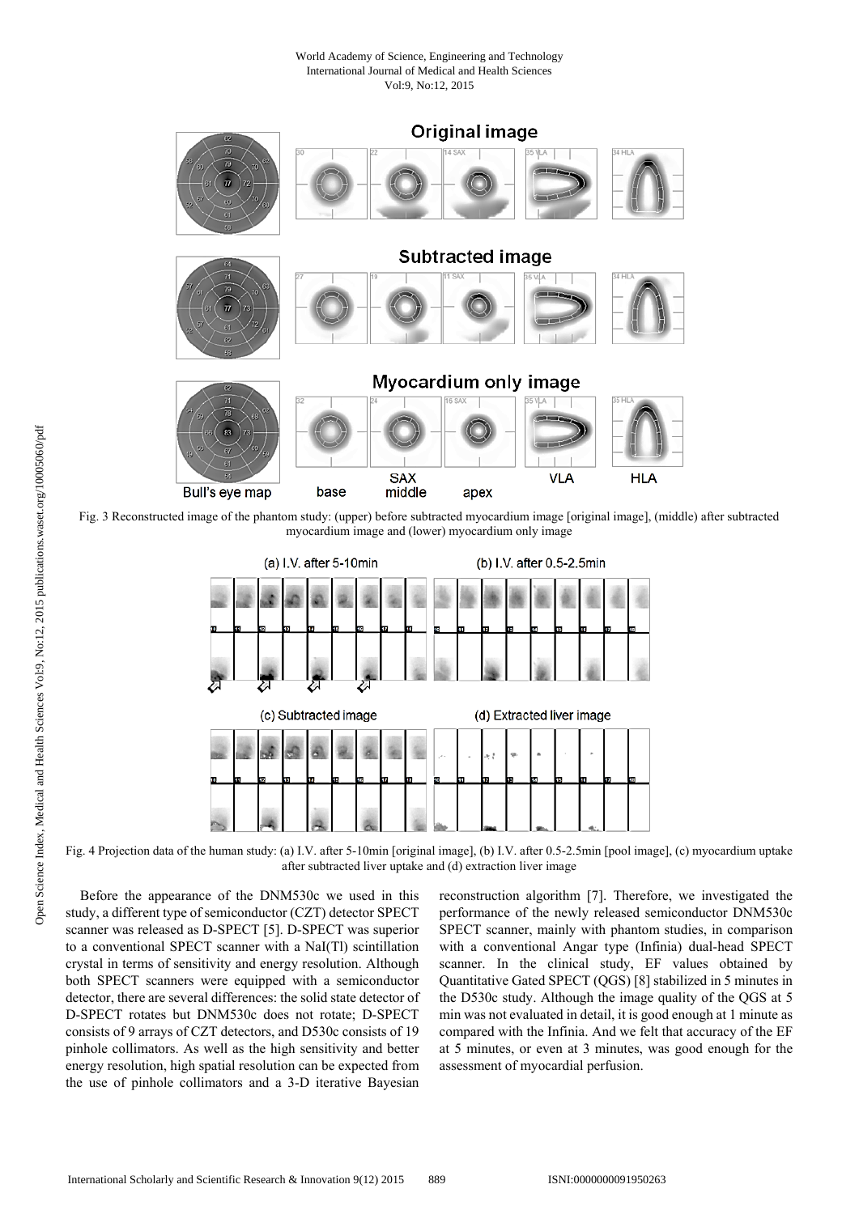Fig. 3 Reconstructed image of the phantom study: (upper) before subtracted myocardium image [original image], (middle) after subtracted myocardium image and (lower) myocardium only image

Fig. 4 Projection data of the human study: (a) I.V. after 5-10min [original image], (b) I.V. after 0.5-2.5min [pool image], (c) myocardium uptake after subtracted liver uptake and (d) extraction liver image

Before the appearance of the DNM530c we used in this study, a different type of semiconductor (CZT) detector SPECT scanner was released as D-SPECT [5]. D-SPECT was superior to a conventional SPECT scanner with a NaI(Tl) scintillation crystal in terms of sensitivity and energy resolution. Although both SPECT scanners were equipped with a semiconductor detector, there are several differences: the solid state detector of D-SPECT rotates but DNM530c does not rotate; D-SPECT consists of 9 arrays of CZT detectors, and D530c consists of 19 pinhole collimators. As well as the high sensitivity and better energy resolution, high spatial resolution can be expected from the use of pinhole collimators and a 3-D iterative Bayesian reconstruction algorithm [7]. Therefore, we investigated the performance of the newly released semiconductor DNM530c SPECT scanner, mainly with phantom studies, in comparison with a conventional Angar type (Infinia) dual-head SPECT scanner. In the clinical study, EF values obtained by Quantitative Gated SPECT (QGS) [8] stabilized in 5 minutes in the D530c study. Although the image quality of the QGS at 5 min was not evaluated in detail, it is good enough at 1 minute as compared with the Infinia. And we felt that accuracy of the EF at 5 minutes, or even at 3 minutes, was good enough for the assessment of myocardial perfusion.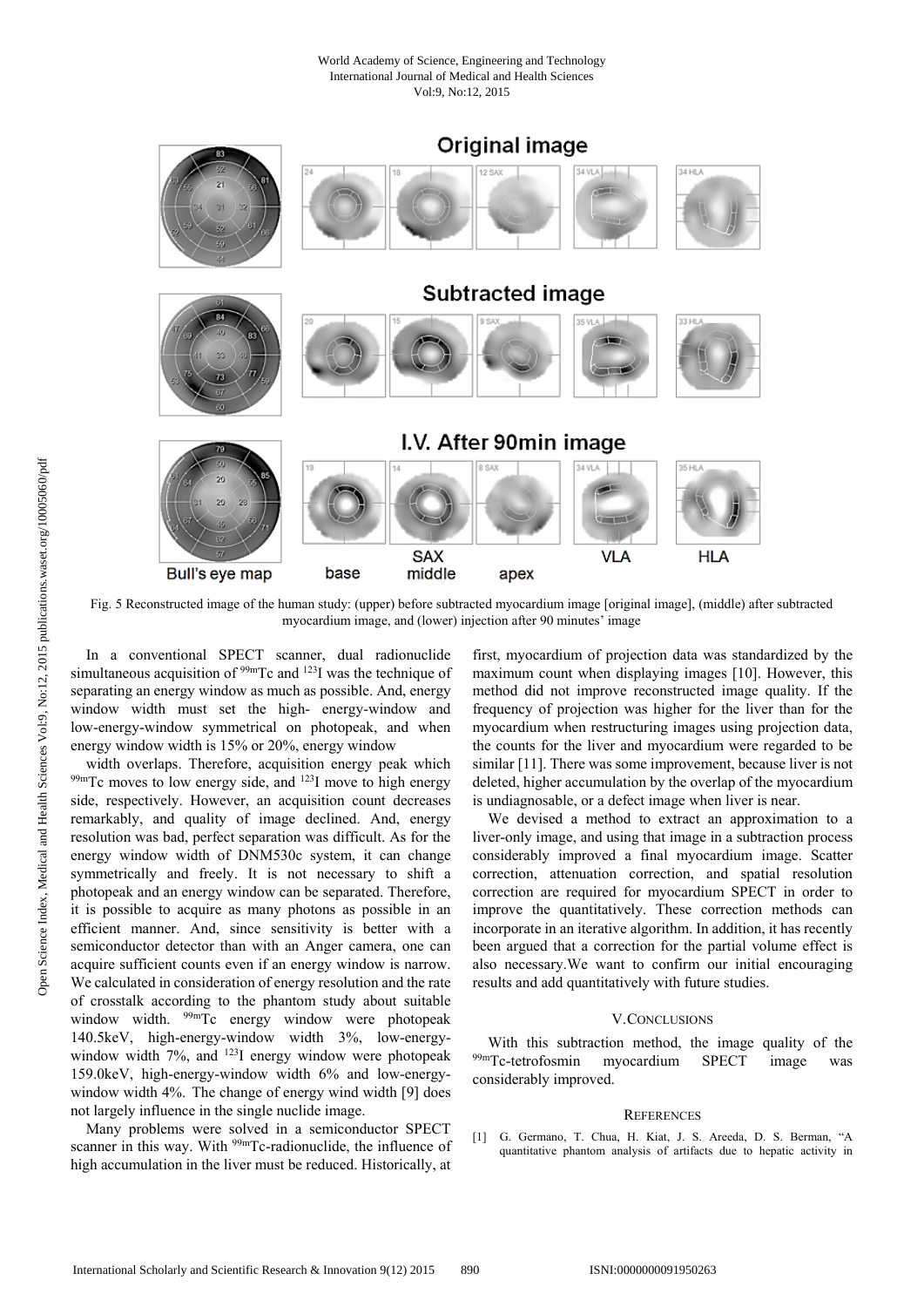Fig. 5 Reconstructed image of the human study: (upper) before subtracted myocardium image [original image], (middle) after subtracted myocardium image, and (lower) injection after 90 minutes' image

In a conventional SPECT scanner, dual radionuclide simultaneous acquisition of $^{99m}$Tc and $^{123}$I was the technique of separating an energy window as much as possible. And, energy window width must set the high- energy-window and low-energy-window symmetrical on photopeak, and when energy window width is 15% or 20%, energy window

width overlaps. Therefore, acquisition energy peak which $^{99m}$Tc moves to low energy side, and $^{123}$I move to high energy side, respectively. However, an acquisition count decreases remarkably, and quality of image declined. And, energy resolution was bad, perfect separation was difficult. As for the energy window width of DNM530c system, it can change symmetrically and freely. It is not necessary to shift a photopeak and an energy window can be separated. Therefore, it is possible to acquire as many photons as possible in an efficient manner. And, since sensitivity is better with a semiconductor detector than with an Anger camera, one can acquire sufficient counts even if an energy window is narrow. We calculated in consideration of energy resolution and the rate of crosstalk according to the phantom study about suitable window width. $^{99m}$Tc energy window were photopeak 140.5keV, high-energy-window width 3%, low-energy-window width 7%, and $^{123}$I energy window were photopeak 159.0keV, high-energy-window width 6% and low-energy-window width 4%. The change of energy wind width [9] does not largely influence in the single nuclide image.

Many problems were solved in a semiconductor SPECT scanner in this way. With $^{99m}$Tc-radionuclide, the influence of high accumulation in the liver must be reduced. Historically, at first, myocardium of projection data was standardized by the maximum count when displaying images [10]. However, this method did not improve reconstructed image quality. If the frequency of projection was higher for the liver than for the myocardium when restructuring images using projection data, the counts for the liver and myocardium were regarded to be similar [11]. There was some improvement, because liver is not deleted, higher accumulation by the overlap of the myocardium is undiagnosable, or a defect image when liver is near.

We devised a method to extract an approximation to a liver-only image, and using that image in a subtraction process considerably improved a final myocardium image. Scatter correction, attenuation correction, and spatial resolution correction are required for myocardium SPECT in order to improve the quantitatively. These correction methods can incorporate in an iterative algorithm. In addition, it has recently been argued that a correction for the partial volume effect is also necessary.We want to confirm our initial encouraging results and add quantitatively with future studies.

## V. Conclusions

With this subtraction method, the image quality of the $^{99m}$Tc-tetrofosmin myocardium SPECT image was considerably improved.

## References

[1] G. Germano, T. Chua, H. Kiat, J. S. Areeda, D. S. Berman, "A quantitative phantom analysis of artifacts due to hepatic activity in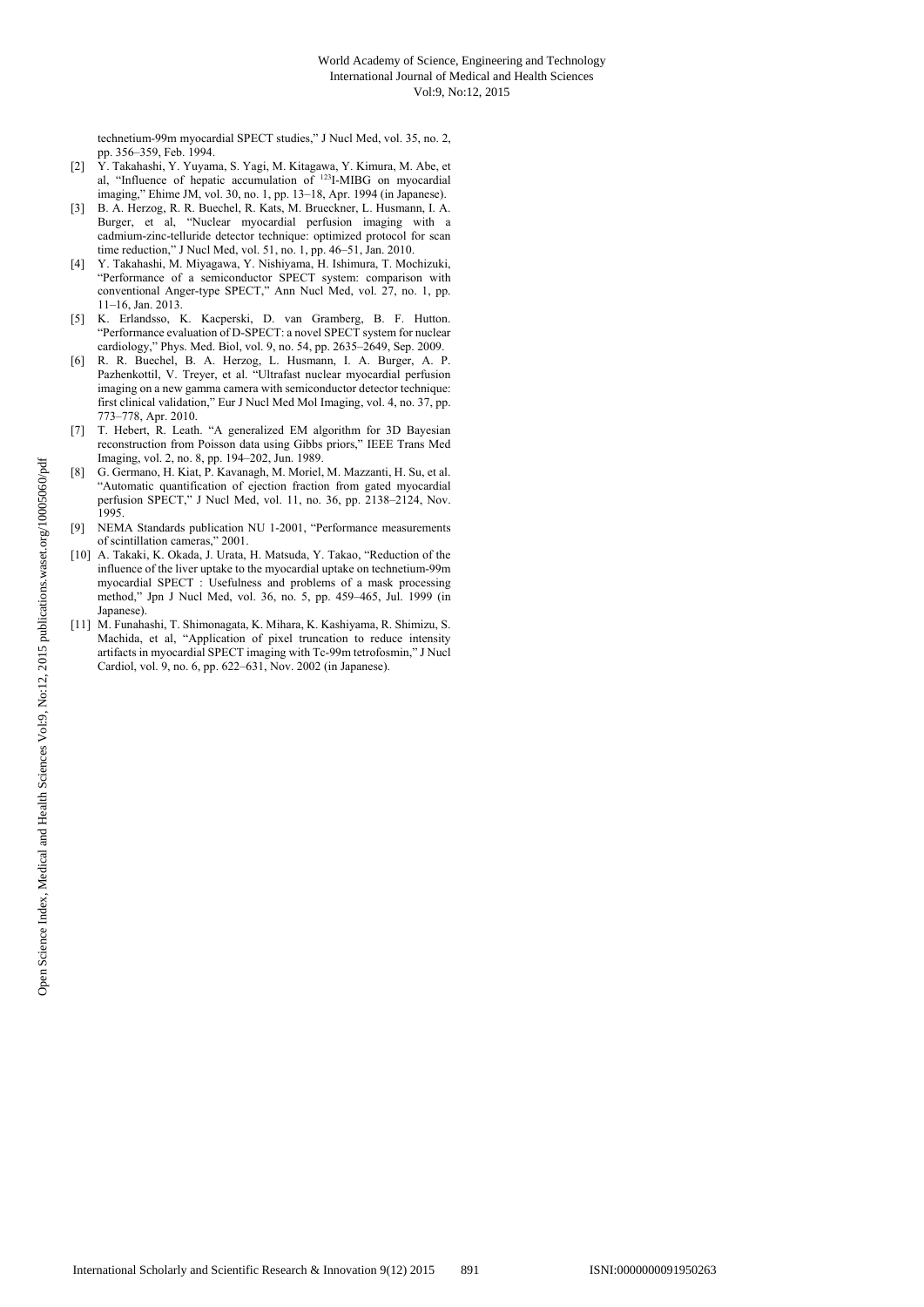technetium-99m myocardial SPECT studies," J Nucl Med, vol. 35, no. 2, pp. 356–359, Feb. 1994.

[2] Y. Takahashi, Y. Yuyama, S. Yagi, M. Kitagawa, Y. Kimura, M. Abe, et al, "Influence of hepatic accumulation of $^{123}$I-MIBG on myocardial imaging," Ehime JM, vol. 30, no. 1, pp. 13–18, Apr. 1994 (in Japanese).

[3] B. A. Herzog, R. R. Buechel, R. Kats, M. Brueckner, L. Husmann, I. A. Burger, et al, "Nuclear myocardial perfusion imaging with a cadmium-zinc-telluride detector technique: optimized protocol for scan time reduction," J Nucl Med, vol. 51, no. 1, pp. 46–51, Jan. 2010.

[4] Y. Takahashi, M. Miyagawa, Y. Nishiyama, H. Ishimura, T. Mochizuki, "Performance of a semiconductor SPECT system: comparison with conventional Anger-type SPECT," Ann Nucl Med, vol. 27, no. 1, pp. 11–16, Jan. 2013.

[5] K. Erlandsso, K. Kacperski, D. van Gramberg, B. F. Hutton. "Performance evaluation of D-SPECT: a novel SPECT system for nuclear cardiology," Phys. Med. Biol, vol. 9, no. 54, pp. 2635–2649, Sep. 2009.

[6] R. R. Buechel, B. A. Herzog, L. Husmann, I. A. Burger, A. P. Pazhenkottil, V. Treyer, et al. "Ultrafast nuclear myocardial perfusion imaging on a new gamma camera with semiconductor detector technique: first clinical validation," Eur J Nucl Med Mol Imaging, vol. 4, no. 37, pp. 773–778, Apr. 2010.

[7] T. Hebert, R. Leath. "A generalized EM algorithm for 3D Bayesian reconstruction from Poisson data using Gibbs priors," IEEE Trans Med Imaging, vol. 2, no. 8, pp. 194–202, Jun. 1989.

[8] G. Germano, H. Kiat, P. Kavanagh, M. Moriel, M. Mazzanti, H. Su, et al. "Automatic quantification of ejection fraction from gated myocardial perfusion SPECT," J Nucl Med, vol. 11, no. 36, pp. 2138–2124, Nov. 1995.

[9] NEMA Standards publication NU 1-2001, "Performance measurements of scintillation cameras," 2001.

[10] A. Takaki, K. Okada, J. Urata, H. Matsuda, Y. Takao, "Reduction of the influence of the liver uptake to the myocardial uptake on technetium-99m myocardial SPECT : Usefulness and problems of a mask processing method," Jpn J Nucl Med, vol. 36, no. 5, pp. 459–465, Jul. 1999 (in Japanese).

[11] M. Funahashi, T. Shimonagata, K. Mihara, K. Kashiyama, R. Shimizu, S. Machida, et al, "Application of pixel truncation to reduce intensity artifacts in myocardial SPECT imaging with Tc-99m tetrofosmin," J Nucl Cardiol, vol. 9, no. 6, pp. 622–631, Nov. 2002 (in Japanese).